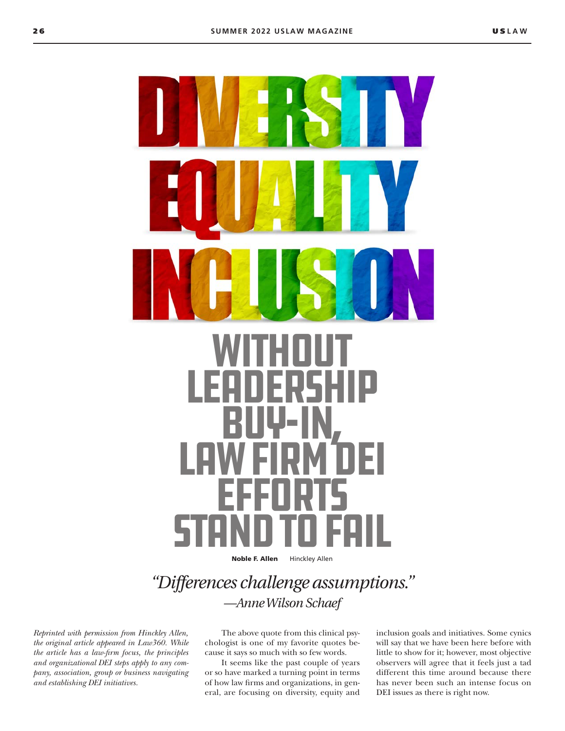# DIVERSITY EQUALITY INCLUSION

# WITHOUT LEADERSHIP BUY-IN, LAW FIRM DEI EFFORTS STAND TO FAIL

**Noble F. Allen** Hinckley Allen

*"Differences challenge assumptions."*
*—Anne Wilson Schaef*

*Reprinted with permission from Hinckley Allen, the original article appeared in Law360. While the article has a law-firm focus, the principles and organizational DEI steps apply to any company, association, group or business navigating and establishing DEI initiatives.*

The above quote from this clinical psychologist is one of my favorite quotes because it says so much with so few words.

It seems like the past couple of years or so have marked a turning point in terms of how law firms and organizations, in general, are focusing on diversity, equity and inclusion goals and initiatives. Some cynics will say that we have been here before with little to show for it; however, most objective observers will agree that it feels just a tad different this time around because there has never been such an intense focus on DEI issues as there is right now.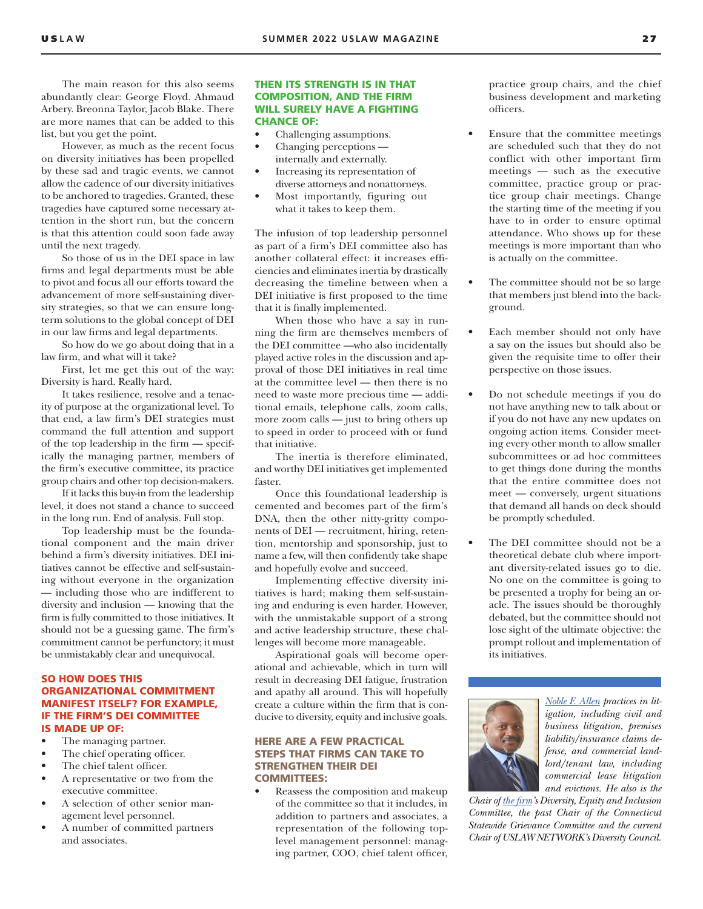The main reason for this also seems abundantly clear: George Floyd. Ahmaud Arbery. Breonna Taylor, Jacob Blake. There are more names that can be added to this list, but you get the point.

However, as much as the recent focus on diversity initiatives has been propelled by these sad and tragic events, we cannot allow the cadence of our diversity initiatives to be anchored to tragedies. Granted, these tragedies have captured some necessary attention in the short run, but the concern is that this attention could soon fade away until the next tragedy.

So those of us in the DEI space in law firms and legal departments must be able to pivot and focus all our efforts toward the advancement of more self-sustaining diversity strategies, so that we can ensure long-term solutions to the global concept of DEI in our law firms and legal departments.

So how do we go about doing that in a law firm, and what will it take?

First, let me get this out of the way: Diversity is hard. Really hard.

It takes resilience, resolve and a tenacity of purpose at the organizational level. To that end, a law firm's DEI strategies must command the full attention and support of the top leadership in the firm — specifically the managing partner, members of the firm's executive committee, its practice group chairs and other top decision-makers.

If it lacks this buy-in from the leadership level, it does not stand a chance to succeed in the long run. End of analysis. Full stop.

Top leadership must be the foundational component and the main driver behind a firm's diversity initiatives. DEI initiatives cannot be effective and self-sustaining without everyone in the organization — including those who are indifferent to diversity and inclusion — knowing that the firm is fully committed to those initiatives. It should not be a guessing game. The firm's commitment cannot be perfunctory; it must be unmistakably clear and unequivocal.

### SO HOW DOES THIS ORGANIZATIONAL COMMITMENT MANIFEST ITSELF? FOR EXAMPLE, IF THE FIRM'S DEI COMMITTEE IS MADE UP OF:

- The managing partner.
- The chief operating officer.
- The chief talent officer.
- A representative or two from the executive committee.
- A selection of other senior management level personnel.
- A number of committed partners and associates.

### THEN ITS STRENGTH IS IN THAT COMPOSITION, AND THE FIRM WILL SURELY HAVE A FIGHTING CHANCE OF:

- Challenging assumptions.
- Changing perceptions — internally and externally.
- Increasing its representation of diverse attorneys and nonattorneys.
- Most importantly, figuring out what it takes to keep them.

The infusion of top leadership personnel as part of a firm's DEI committee also has another collateral effect: it increases efficiencies and eliminates inertia by drastically decreasing the timeline between when a DEI initiative is first proposed to the time that it is finally implemented.

When those who have a say in running the firm are themselves members of the DEI committee —who also incidentally played active roles in the discussion and approval of those DEI initiatives in real time at the committee level — then there is no need to waste more precious time — additional emails, telephone calls, zoom calls, more zoom calls — just to bring others up to speed in order to proceed with or fund that initiative.

The inertia is therefore eliminated, and worthy DEI initiatives get implemented faster.

Once this foundational leadership is cemented and becomes part of the firm's DNA, then the other nitty-gritty components of DEI — recruitment, hiring, retention, mentorship and sponsorship, just to name a few, will then confidently take shape and hopefully evolve and succeed.

Implementing effective diversity initiatives is hard; making them self-sustaining and enduring is even harder. However, with the unmistakable support of a strong and active leadership structure, these challenges will become more manageable.

Aspirational goals will become operational and achievable, which in turn will result in decreasing DEI fatigue, frustration and apathy all around. This will hopefully create a culture within the firm that is conducive to diversity, equity and inclusive goals.

### HERE ARE A FEW PRACTICAL STEPS THAT FIRMS CAN TAKE TO STRENGTHEN THEIR DEI COMMITTEES:

- Reassess the composition and makeup of the committee so that it includes, in addition to partners and associates, a representation of the following top-level management personnel: managing partner, COO, chief talent officer, practice group chairs, and the chief business development and marketing officers.
- Ensure that the committee meetings are scheduled such that they do not conflict with other important firm meetings — such as the executive committee, practice group or practice group chair meetings. Change the starting time of the meeting if you have to in order to ensure optimal attendance. Who shows up for these meetings is more important than who is actually on the committee.
- The committee should not be so large that members just blend into the background.
- Each member should not only have a say on the issues but should also be given the requisite time to offer their perspective on those issues.
- Do not schedule meetings if you do not have anything new to talk about or if you do not have any new updates on ongoing action items. Consider meeting every other month to allow smaller subcommittees or ad hoc committees to get things done during the months that the entire committee does not meet — conversely, urgent situations that demand all hands on deck should be promptly scheduled.
- The DEI committee should not be a theoretical debate club where important diversity-related issues go to die. No one on the committee is going to be presented a trophy for being an oracle. The issues should be thoroughly debated, but the committee should not lose sight of the ultimate objective: the prompt rollout and implementation of its initiatives.

*Noble F. Allen practices in litigation, including civil and business litigation, premises liability/insurance claims defense, and commercial landlord/tenant law, including commercial lease litigation and evictions. He also is the Chair of the firm's Diversity, Equity and Inclusion Committee, the past Chair of the Connecticut Statewide Grievance Committee and the current Chair of USLAW NETWORK's Diversity Council.*